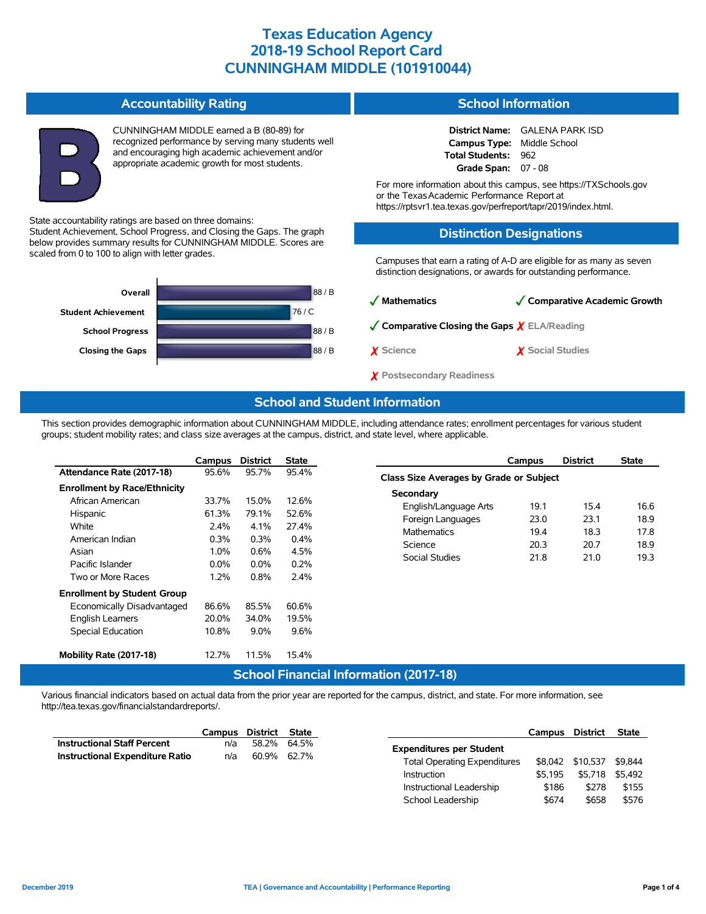# Texas Education Agency
# 2018-19 School Report Card
# CUNNINGHAM MIDDLE (101910044)

## Accountability Rating

B

CUNNINGHAM MIDDLE earned a B (80-89) for recognized performance by serving many students well and encouraging high academic achievement and/or appropriate academic growth for most students.

State accountability ratings are based on three domains: Student Achievement, School Progress, and Closing the Gaps. The graph below provides summary results for CUNNINGHAM MIDDLE. Scores are scaled from 0 to 100 to align with letter grades.

| Domain | Score / Grade |
|---|---|
| Overall | 88 / B |
| Student Achievement | 76 / C |
| School Progress | 88 / B |
| Closing the Gaps | 88 / B |

## School Information

**District Name:** GALENA PARK ISD
**Campus Type:** Middle School
**Total Students:** 962
**Grade Span:** 07 - 08

For more information about this campus, see https://TXSchools.gov or the Texas Academic Performance Report at https://rptsvr1.tea.texas.gov/perfreport/tapr/2019/index.html.

## Distinction Designations

Campuses that earn a rating of A-D are eligible for as many as seven distinction designations, or awards for outstanding performance.

- ✓ **Mathematics**
- ✓ **Comparative Academic Growth**
- ✓ **Comparative Closing the Gaps**
- ✗ ELA/Reading
- ✗ Science
- ✗ Social Studies
- ✗ Postsecondary Readiness

## School and Student Information

This section provides demographic information about CUNNINGHAM MIDDLE, including attendance rates; enrollment percentages for various student groups; student mobility rates; and class size averages at the campus, district, and state level, where applicable.

| | Campus | District | State |
|---|---|---|---|
| **Attendance Rate (2017-18)** | 95.6% | 95.7% | 95.4% |
| **Enrollment by Race/Ethnicity** | | | |
| African American | 33.7% | 15.0% | 12.6% |
| Hispanic | 61.3% | 79.1% | 52.6% |
| White | 2.4% | 4.1% | 27.4% |
| American Indian | 0.3% | 0.3% | 0.4% |
| Asian | 1.0% | 0.6% | 4.5% |
| Pacific Islander | 0.0% | 0.0% | 0.2% |
| Two or More Races | 1.2% | 0.8% | 2.4% |
| **Enrollment by Student Group** | | | |
| Economically Disadvantaged | 86.6% | 85.5% | 60.6% |
| English Learners | 20.0% | 34.0% | 19.5% |
| Special Education | 10.8% | 9.0% | 9.6% |
| **Mobility Rate (2017-18)** | 12.7% | 11.5% | 15.4% |

| | Campus | District | State |
|---|---|---|---|
| **Class Size Averages by Grade or Subject** | | | |
| **Secondary** | | | |
| English/Language Arts | 19.1 | 15.4 | 16.6 |
| Foreign Languages | 23.0 | 23.1 | 18.9 |
| Mathematics | 19.4 | 18.3 | 17.8 |
| Science | 20.3 | 20.7 | 18.9 |
| Social Studies | 21.8 | 21.0 | 19.3 |

## School Financial Information (2017-18)

Various financial indicators based on actual data from the prior year are reported for the campus, district, and state. For more information, see http://tea.texas.gov/financialstandardreports/.

| | Campus | District | State |
|---|---|---|---|
| **Instructional Staff Percent** | n/a | 58.2% | 64.5% |
| **Instructional Expenditure Ratio** | n/a | 60.9% | 62.7% |

| | Campus | District | State |
|---|---|---|---|
| **Expenditures per Student** | | | |
| Total Operating Expenditures | $8,042 | $10,537 | $9,844 |
| Instruction | $5,195 | $5,718 | $5,492 |
| Instructional Leadership | $186 | $278 | $155 |
| School Leadership | $674 | $658 | $576 |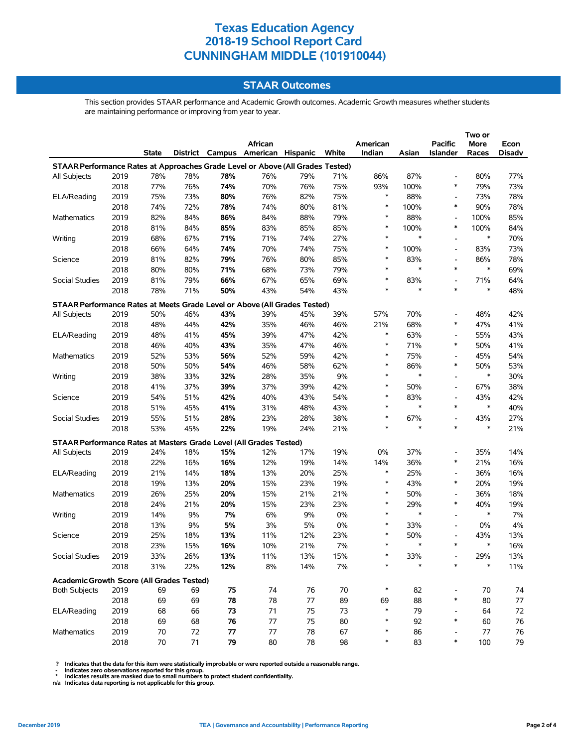# Texas Education Agency
# 2018-19 School Report Card
# CUNNINGHAM MIDDLE (101910044)

## STAAR Outcomes

This section provides STAAR performance and Academic Growth outcomes. Academic Growth measures whether students are maintaining performance or improving from year to year.

| | | State | District | Campus | African American | Hispanic | White | American Indian | Asian | Pacific Islander | Two or More Races | Econ Disadv |
|---|---|---|---|---|---|---|---|---|---|---|---|---|
| **STAAR Performance Rates at Approaches Grade Level or Above (All Grades Tested)** | | | | | | | | | | | | |
| All Subjects | 2019 | 78% | 78% | **78%** | 76% | 79% | 71% | 86% | 87% | - | 80% | 77% |
| | 2018 | 77% | 76% | **74%** | 70% | 76% | 75% | 93% | 100% | * | 79% | 73% |
| ELA/Reading | 2019 | 75% | 73% | **80%** | 76% | 82% | 75% | * | 88% | - | 73% | 78% |
| | 2018 | 74% | 72% | **78%** | 74% | 80% | 81% | * | 100% | * | 90% | 78% |
| Mathematics | 2019 | 82% | 84% | **86%** | 84% | 88% | 79% | * | 88% | - | 100% | 85% |
| | 2018 | 81% | 84% | **85%** | 83% | 85% | 85% | * | 100% | * | 100% | 84% |
| Writing | 2019 | 68% | 67% | **71%** | 71% | 74% | 27% | * | * | - | * | 70% |
| | 2018 | 66% | 64% | **74%** | 70% | 74% | 75% | * | 100% | - | 83% | 73% |
| Science | 2019 | 81% | 82% | **79%** | 76% | 80% | 85% | * | 83% | - | 86% | 78% |
| | 2018 | 80% | 80% | **71%** | 68% | 73% | 79% | * | * | * | * | 69% |
| Social Studies | 2019 | 81% | 79% | **66%** | 67% | 65% | 69% | * | 83% | - | 71% | 64% |
| | 2018 | 78% | 71% | **50%** | 43% | 54% | 43% | * | * | * | * | 48% |
| **STAAR Performance Rates at Meets Grade Level or Above (All Grades Tested)** | | | | | | | | | | | | |
| All Subjects | 2019 | 50% | 46% | **43%** | 39% | 45% | 39% | 57% | 70% | - | 48% | 42% |
| | 2018 | 48% | 44% | **42%** | 35% | 46% | 46% | 21% | 68% | * | 47% | 41% |
| ELA/Reading | 2019 | 48% | 41% | **45%** | 39% | 47% | 42% | * | 63% | - | 55% | 43% |
| | 2018 | 46% | 40% | **43%** | 35% | 47% | 46% | * | 71% | * | 50% | 41% |
| Mathematics | 2019 | 52% | 53% | **56%** | 52% | 59% | 42% | * | 75% | - | 45% | 54% |
| | 2018 | 50% | 50% | **54%** | 46% | 58% | 62% | * | 86% | * | 50% | 53% |
| Writing | 2019 | 38% | 33% | **32%** | 28% | 35% | 9% | * | * | - | * | 30% |
| | 2018 | 41% | 37% | **39%** | 37% | 39% | 42% | * | 50% | - | 67% | 38% |
| Science | 2019 | 54% | 51% | **42%** | 40% | 43% | 54% | * | 83% | - | 43% | 42% |
| | 2018 | 51% | 45% | **41%** | 31% | 48% | 43% | * | * | * | * | 40% |
| Social Studies | 2019 | 55% | 51% | **28%** | 23% | 28% | 38% | * | 67% | - | 43% | 27% |
| | 2018 | 53% | 45% | **22%** | 19% | 24% | 21% | * | * | * | * | 21% |
| **STAAR Performance Rates at Masters Grade Level (All Grades Tested)** | | | | | | | | | | | | |
| All Subjects | 2019 | 24% | 18% | **15%** | 12% | 17% | 19% | 0% | 37% | - | 35% | 14% |
| | 2018 | 22% | 16% | **16%** | 12% | 19% | 14% | 14% | 36% | * | 21% | 16% |
| ELA/Reading | 2019 | 21% | 14% | **18%** | 13% | 20% | 25% | * | 25% | - | 36% | 16% |
| | 2018 | 19% | 13% | **20%** | 15% | 23% | 19% | * | 43% | * | 20% | 19% |
| Mathematics | 2019 | 26% | 25% | **20%** | 15% | 21% | 21% | * | 50% | - | 36% | 18% |
| | 2018 | 24% | 21% | **20%** | 15% | 23% | 23% | * | 29% | * | 40% | 19% |
| Writing | 2019 | 14% | 9% | **7%** | 6% | 9% | 0% | * | * | - | * | 7% |
| | 2018 | 13% | 9% | **5%** | 3% | 5% | 0% | * | 33% | - | 0% | 4% |
| Science | 2019 | 25% | 18% | **13%** | 11% | 12% | 23% | * | 50% | - | 43% | 13% |
| | 2018 | 23% | 15% | **16%** | 10% | 21% | 7% | * | * | * | * | 16% |
| Social Studies | 2019 | 33% | 26% | **13%** | 11% | 13% | 15% | * | 33% | - | 29% | 13% |
| | 2018 | 31% | 22% | **12%** | 8% | 14% | 7% | * | * | * | * | 11% |
| **Academic Growth Score (All Grades Tested)** | | | | | | | | | | | | |
| Both Subjects | 2019 | 69 | 69 | **75** | 74 | 76 | 70 | * | 82 | - | 70 | 74 |
| | 2018 | 69 | 69 | **78** | 78 | 77 | 89 | 69 | 88 | * | 80 | 77 |
| ELA/Reading | 2019 | 68 | 66 | **73** | 71 | 75 | 73 | * | 79 | - | 64 | 72 |
| | 2018 | 69 | 68 | **76** | 77 | 75 | 80 | * | 92 | * | 60 | 76 |
| Mathematics | 2019 | 70 | 72 | **77** | 77 | 78 | 67 | * | 86 | - | 77 | 76 |
| | 2018 | 70 | 71 | **79** | 80 | 78 | 98 | * | 83 | * | 100 | 79 |

**?** Indicates that the data for this item were statistically improbable or were reported outside a reasonable range.
**-** Indicates zero observations reported for this group.
**\*** Indicates results are masked due to small numbers to protect student confidentiality.
**n/a** Indicates data reporting is not applicable for this group.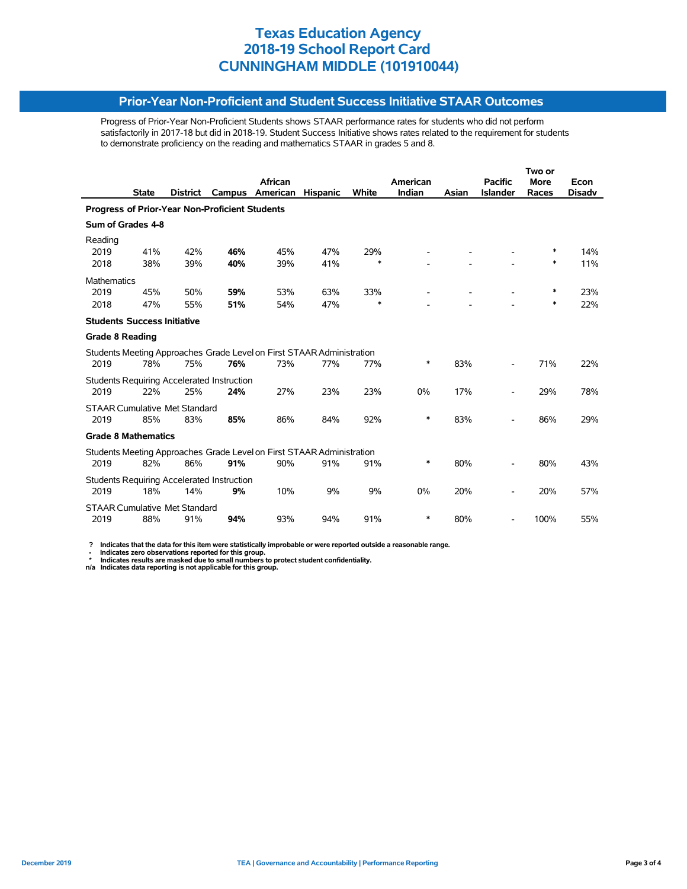# Texas Education Agency
# 2018-19 School Report Card
# CUNNINGHAM MIDDLE (101910044)

## Prior-Year Non-Proficient and Student Success Initiative STAAR Outcomes

Progress of Prior-Year Non-Proficient Students shows STAAR performance rates for students who did not perform satisfactorily in 2017-18 but did in 2018-19. Student Success Initiative shows rates related to the requirement for students to demonstrate proficiency on the reading and mathematics STAAR in grades 5 and 8.

| | State | District | Campus | African American | Hispanic | White | American Indian | Asian | Pacific Islander | Two or More Races | Econ Disadv |
|---|---|---|---|---|---|---|---|---|---|---|---|
| **Progress of Prior-Year Non-Proficient Students** | | | | | | | | | | | |
| **Sum of Grades 4-8** | | | | | | | | | | | |
| Reading | | | | | | | | | | | |
| 2019 | 41% | 42% | **46%** | 45% | 47% | 29% | - | - | - | * | 14% |
| 2018 | 38% | 39% | **40%** | 39% | 41% | * | - | - | - | * | 11% |
| Mathematics | | | | | | | | | | | |
| 2019 | 45% | 50% | **59%** | 53% | 63% | 33% | - | - | - | * | 23% |
| 2018 | 47% | 55% | **51%** | 54% | 47% | * | - | - | - | * | 22% |
| **Students Success Initiative** | | | | | | | | | | | |
| **Grade 8 Reading** | | | | | | | | | | | |
| Students Meeting Approaches Grade Level on First STAAR Administration | | | | | | | | | | | |
| 2019 | 78% | 75% | **76%** | 73% | 77% | 77% | * | 83% | - | 71% | 22% |
| Students Requiring Accelerated Instruction | | | | | | | | | | | |
| 2019 | 22% | 25% | **24%** | 27% | 23% | 23% | 0% | 17% | - | 29% | 78% |
| STAAR Cumulative Met Standard | | | | | | | | | | | |
| 2019 | 85% | 83% | **85%** | 86% | 84% | 92% | * | 83% | - | 86% | 29% |
| **Grade 8 Mathematics** | | | | | | | | | | | |
| Students Meeting Approaches Grade Level on First STAAR Administration | | | | | | | | | | | |
| 2019 | 82% | 86% | **91%** | 90% | 91% | 91% | * | 80% | - | 80% | 43% |
| Students Requiring Accelerated Instruction | | | | | | | | | | | |
| 2019 | 18% | 14% | **9%** | 10% | 9% | 9% | 0% | 20% | - | 20% | 57% |
| STAAR Cumulative Met Standard | | | | | | | | | | | |
| 2019 | 88% | 91% | **94%** | 93% | 94% | 91% | * | 80% | - | 100% | 55% |

**?** Indicates that the data for this item were statistically improbable or were reported outside a reasonable range.
**-** Indicates zero observations reported for this group.
**\*** Indicates results are masked due to small numbers to protect student confidentiality.
**n/a** Indicates data reporting is not applicable for this group.